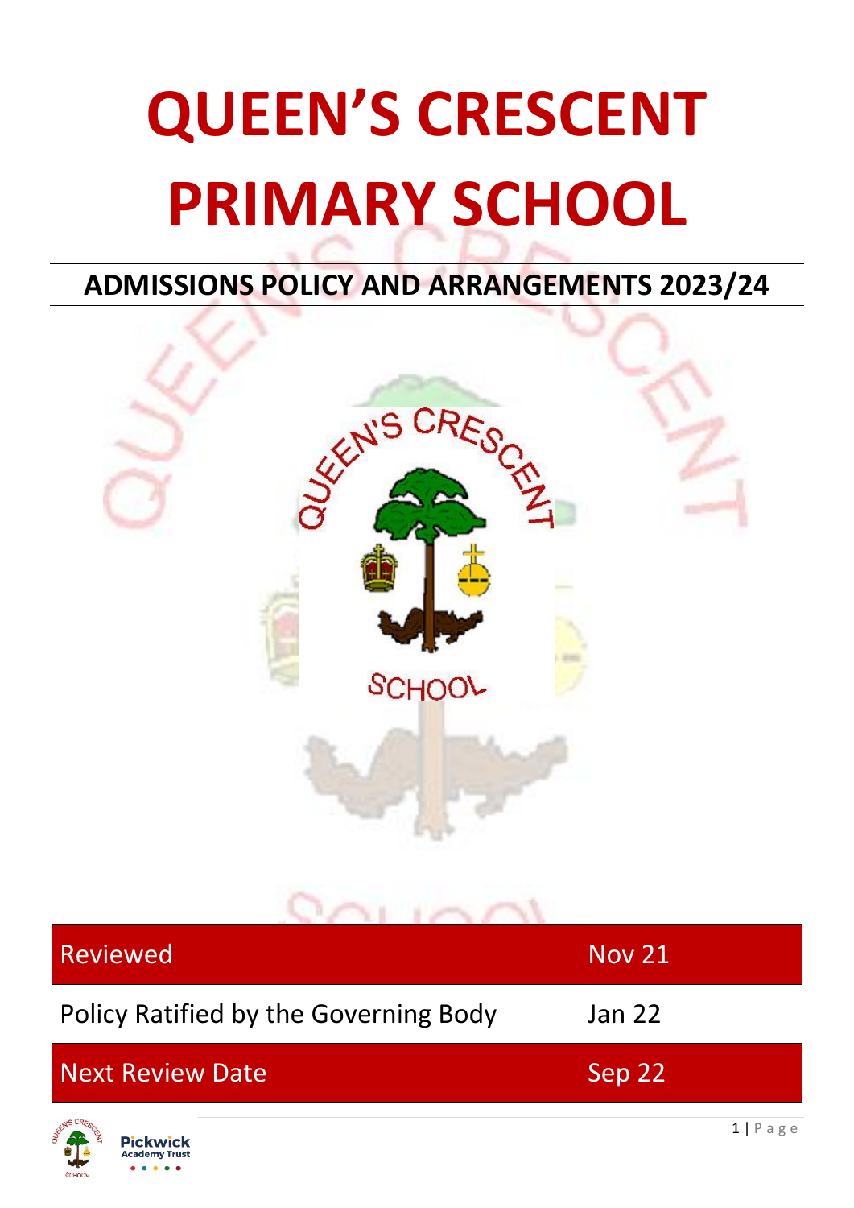# QUEEN'S CRESCENT PRIMARY SCHOOL

## ADMISSIONS POLICY AND ARRANGEMENTS 2023/24

| | |
|---|---|
| Reviewed | Nov 21 |
| Policy Ratified by the Governing Body | Jan 22 |
| Next Review Date | Sep 22 |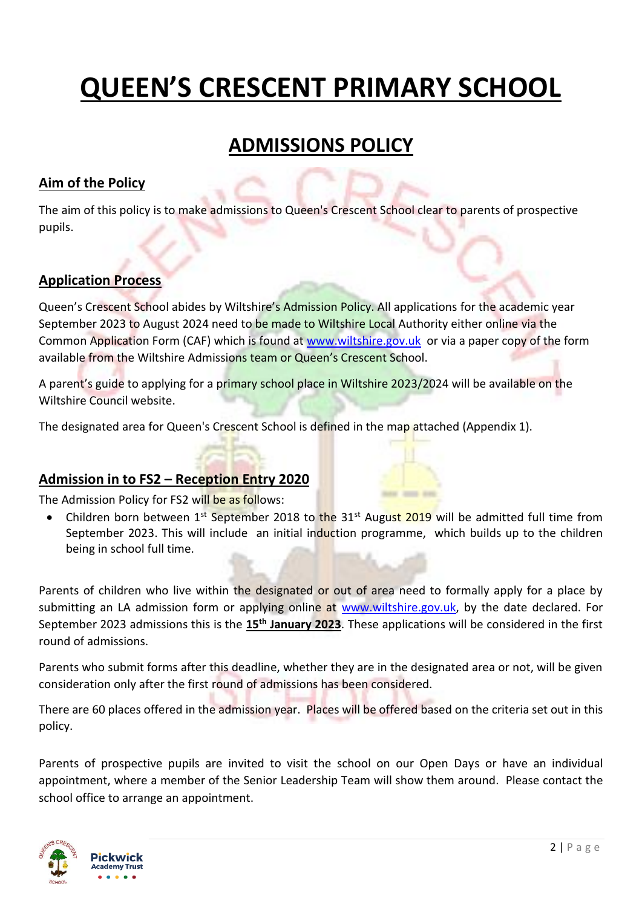# QUEEN'S CRESCENT PRIMARY SCHOOL

## ADMISSIONS POLICY

### Aim of the Policy

The aim of this policy is to make admissions to Queen's Crescent School clear to parents of prospective pupils.

### Application Process

Queen's Crescent School abides by Wiltshire's Admission Policy. All applications for the academic year September 2023 to August 2024 need to be made to Wiltshire Local Authority either online via the Common Application Form (CAF) which is found at www.wiltshire.gov.uk or via a paper copy of the form available from the Wiltshire Admissions team or Queen's Crescent School.

A parent's guide to applying for a primary school place in Wiltshire 2023/2024 will be available on the Wiltshire Council website.

The designated area for Queen's Crescent School is defined in the map attached (Appendix 1).

### Admission in to FS2 – Reception Entry 2020

The Admission Policy for FS2 will be as follows:

- Children born between 1st September 2018 to the 31st August 2019 will be admitted full time from September 2023. This will include an initial induction programme, which builds up to the children being in school full time.

Parents of children who live within the designated or out of area need to formally apply for a place by submitting an LA admission form or applying online at www.wiltshire.gov.uk, by the date declared. For September 2023 admissions this is the **15th January 2023**. These applications will be considered in the first round of admissions.

Parents who submit forms after this deadline, whether they are in the designated area or not, will be given consideration only after the first round of admissions has been considered.

There are 60 places offered in the admission year. Places will be offered based on the criteria set out in this policy.

Parents of prospective pupils are invited to visit the school on our Open Days or have an individual appointment, where a member of the Senior Leadership Team will show them around. Please contact the school office to arrange an appointment.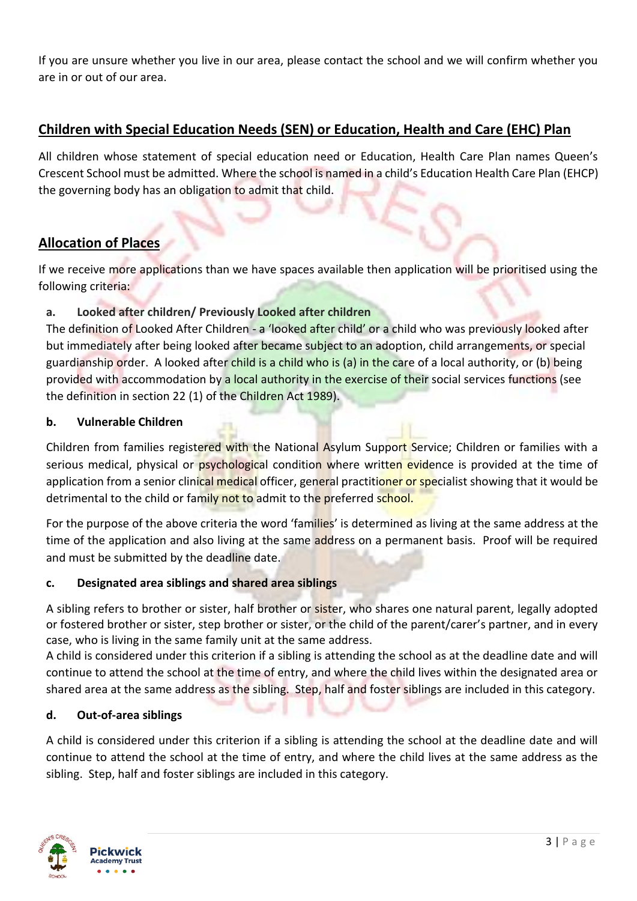If you are unsure whether you live in our area, please contact the school and we will confirm whether you are in or out of our area.

## Children with Special Education Needs (SEN) or Education, Health and Care (EHC) Plan

All children whose statement of special education need or Education, Health Care Plan names Queen's Crescent School must be admitted. Where the school is named in a child's Education Health Care Plan (EHCP) the governing body has an obligation to admit that child.

## Allocation of Places

If we receive more applications than we have spaces available then application will be prioritised using the following criteria:

**a. Looked after children/ Previously Looked after children**

The definition of Looked After Children - a 'looked after child' or a child who was previously looked after but immediately after being looked after became subject to an adoption, child arrangements, or special guardianship order. A looked after child is a child who is (a) in the care of a local authority, or (b) being provided with accommodation by a local authority in the exercise of their social services functions (see the definition in section 22 (1) of the Children Act 1989).

**b. Vulnerable Children**

Children from families registered with the National Asylum Support Service; Children or families with a serious medical, physical or psychological condition where written evidence is provided at the time of application from a senior clinical medical officer, general practitioner or specialist showing that it would be detrimental to the child or family not to admit to the preferred school.

For the purpose of the above criteria the word 'families' is determined as living at the same address at the time of the application and also living at the same address on a permanent basis. Proof will be required and must be submitted by the deadline date.

**c. Designated area siblings and shared area siblings**

A sibling refers to brother or sister, half brother or sister, who shares one natural parent, legally adopted or fostered brother or sister, step brother or sister, or the child of the parent/carer's partner, and in every case, who is living in the same family unit at the same address.

A child is considered under this criterion if a sibling is attending the school as at the deadline date and will continue to attend the school at the time of entry, and where the child lives within the designated area or shared area at the same address as the sibling. Step, half and foster siblings are included in this category.

**d. Out-of-area siblings**

A child is considered under this criterion if a sibling is attending the school at the deadline date and will continue to attend the school at the time of entry, and where the child lives at the same address as the sibling. Step, half and foster siblings are included in this category.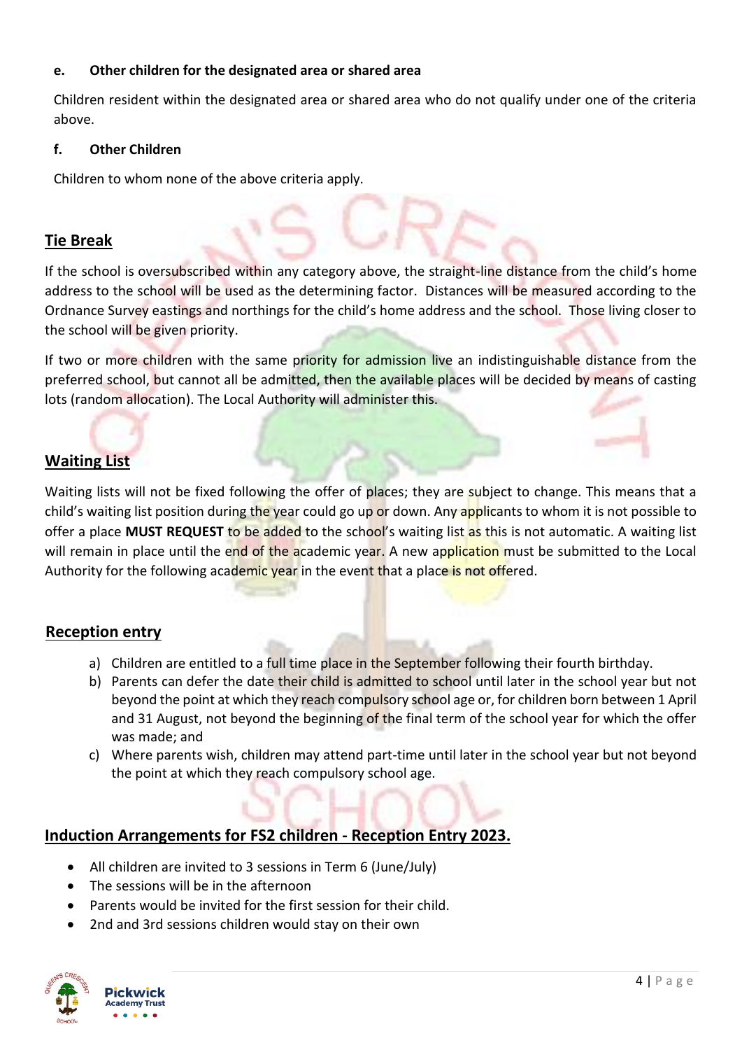**e. Other children for the designated area or shared area**

Children resident within the designated area or shared area who do not qualify under one of the criteria above.

**f. Other Children**

Children to whom none of the above criteria apply.

## Tie Break

If the school is oversubscribed within any category above, the straight-line distance from the child's home address to the school will be used as the determining factor. Distances will be measured according to the Ordnance Survey eastings and northings for the child's home address and the school. Those living closer to the school will be given priority.

If two or more children with the same priority for admission live an indistinguishable distance from the preferred school, but cannot all be admitted, then the available places will be decided by means of casting lots (random allocation). The Local Authority will administer this.

## Waiting List

Waiting lists will not be fixed following the offer of places; they are subject to change. This means that a child's waiting list position during the year could go up or down. Any applicants to whom it is not possible to offer a place **MUST REQUEST** to be added to the school's waiting list as this is not automatic. A waiting list will remain in place until the end of the academic year. A new application must be submitted to the Local Authority for the following academic year in the event that a place is not offered.

## Reception entry

a) Children are entitled to a full time place in the September following their fourth birthday.
b) Parents can defer the date their child is admitted to school until later in the school year but not beyond the point at which they reach compulsory school age or, for children born between 1 April and 31 August, not beyond the beginning of the final term of the school year for which the offer was made; and
c) Where parents wish, children may attend part-time until later in the school year but not beyond the point at which they reach compulsory school age.

## Induction Arrangements for FS2 children - Reception Entry 2023.

- All children are invited to 3 sessions in Term 6 (June/July)
- The sessions will be in the afternoon
- Parents would be invited for the first session for their child.
- 2nd and 3rd sessions children would stay on their own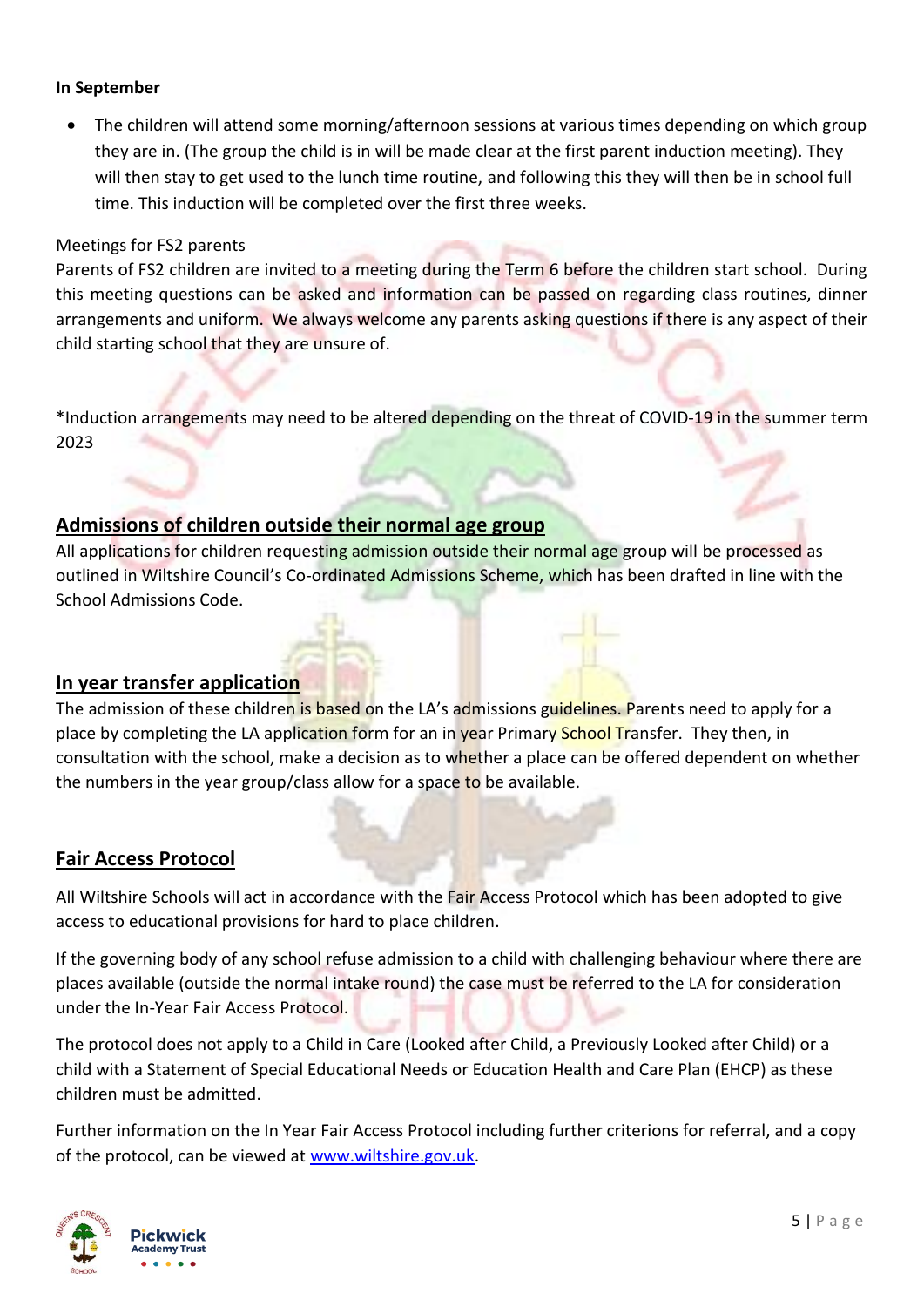**In September**

- The children will attend some morning/afternoon sessions at various times depending on which group they are in. (The group the child is in will be made clear at the first parent induction meeting). They will then stay to get used to the lunch time routine, and following this they will then be in school full time. This induction will be completed over the first three weeks.

Meetings for FS2 parents
Parents of FS2 children are invited to a meeting during the Term 6 before the children start school. During this meeting questions can be asked and information can be passed on regarding class routines, dinner arrangements and uniform. We always welcome any parents asking questions if there is any aspect of their child starting school that they are unsure of.

*Induction arrangements may need to be altered depending on the threat of COVID-19 in the summer term 2023

## Admissions of children outside their normal age group

All applications for children requesting admission outside their normal age group will be processed as outlined in Wiltshire Council's Co-ordinated Admissions Scheme, which has been drafted in line with the School Admissions Code.

## In year transfer application

The admission of these children is based on the LA's admissions guidelines. Parents need to apply for a place by completing the LA application form for an in year Primary School Transfer. They then, in consultation with the school, make a decision as to whether a place can be offered dependent on whether the numbers in the year group/class allow for a space to be available.

## Fair Access Protocol

All Wiltshire Schools will act in accordance with the Fair Access Protocol which has been adopted to give access to educational provisions for hard to place children.

If the governing body of any school refuse admission to a child with challenging behaviour where there are places available (outside the normal intake round) the case must be referred to the LA for consideration under the In-Year Fair Access Protocol.

The protocol does not apply to a Child in Care (Looked after Child, a Previously Looked after Child) or a child with a Statement of Special Educational Needs or Education Health and Care Plan (EHCP) as these children must be admitted.

Further information on the In Year Fair Access Protocol including further criterions for referral, and a copy of the protocol, can be viewed at www.wiltshire.gov.uk.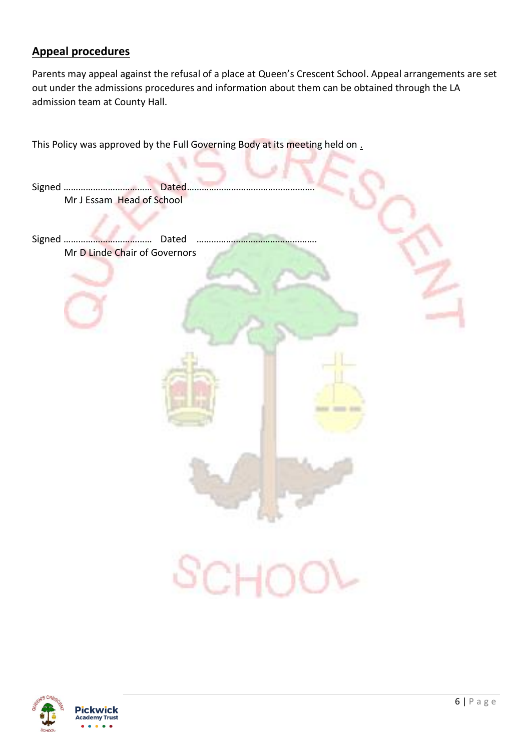## Appeal procedures

Parents may appeal against the refusal of a place at Queen's Crescent School. Appeal arrangements are set out under the admissions procedures and information about them can be obtained through the LA admission team at County Hall.

This Policy was approved by the Full Governing Body at its meeting held on .

Signed ……………………………… Dated……………………………………………
Mr J Essam Head of School

Signed ……………………………… Dated …………………………………………
Mr D Linde Chair of Governors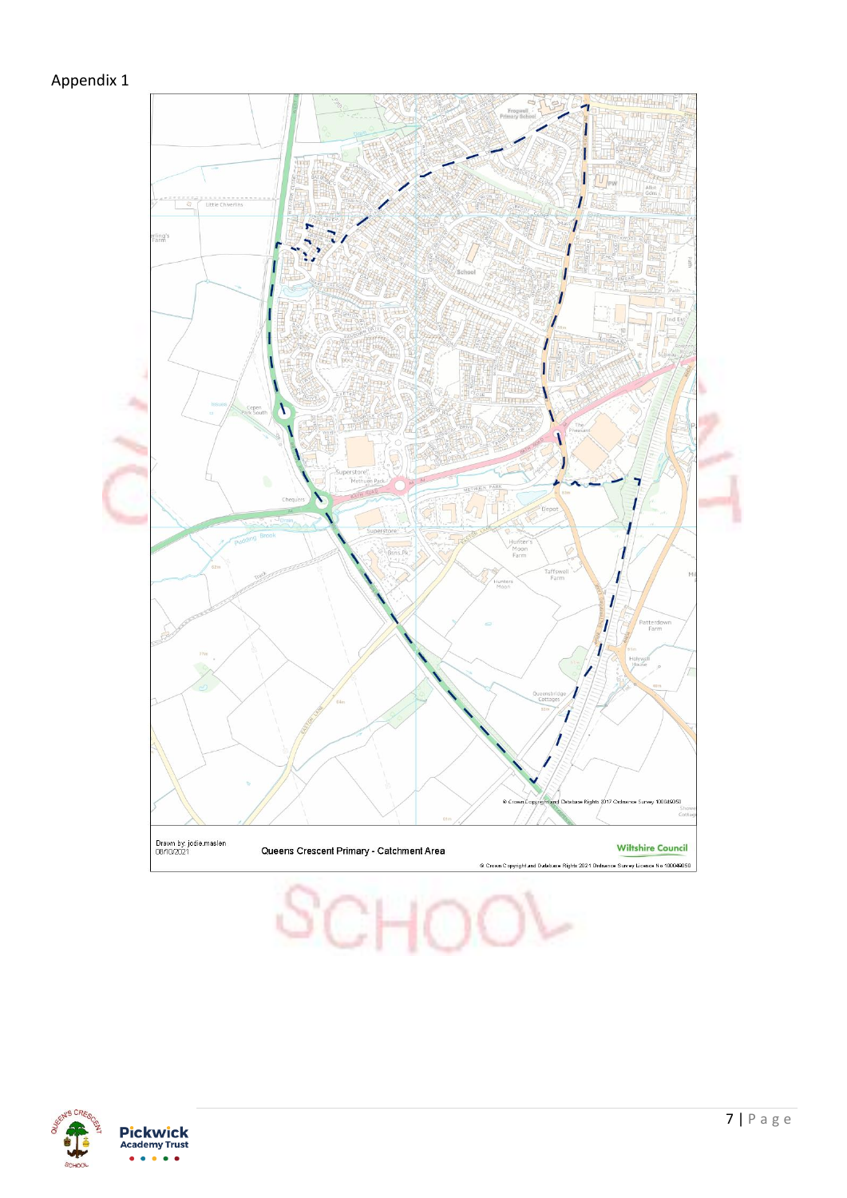Appendix 1

Drawn by: jodie.maslen
08/10/2021

Queens Crescent Primary - Catchment Area

Wiltshire Council

© Crown Copyright and Database Rights 2021 Ordnance Survey Licence No 100049050